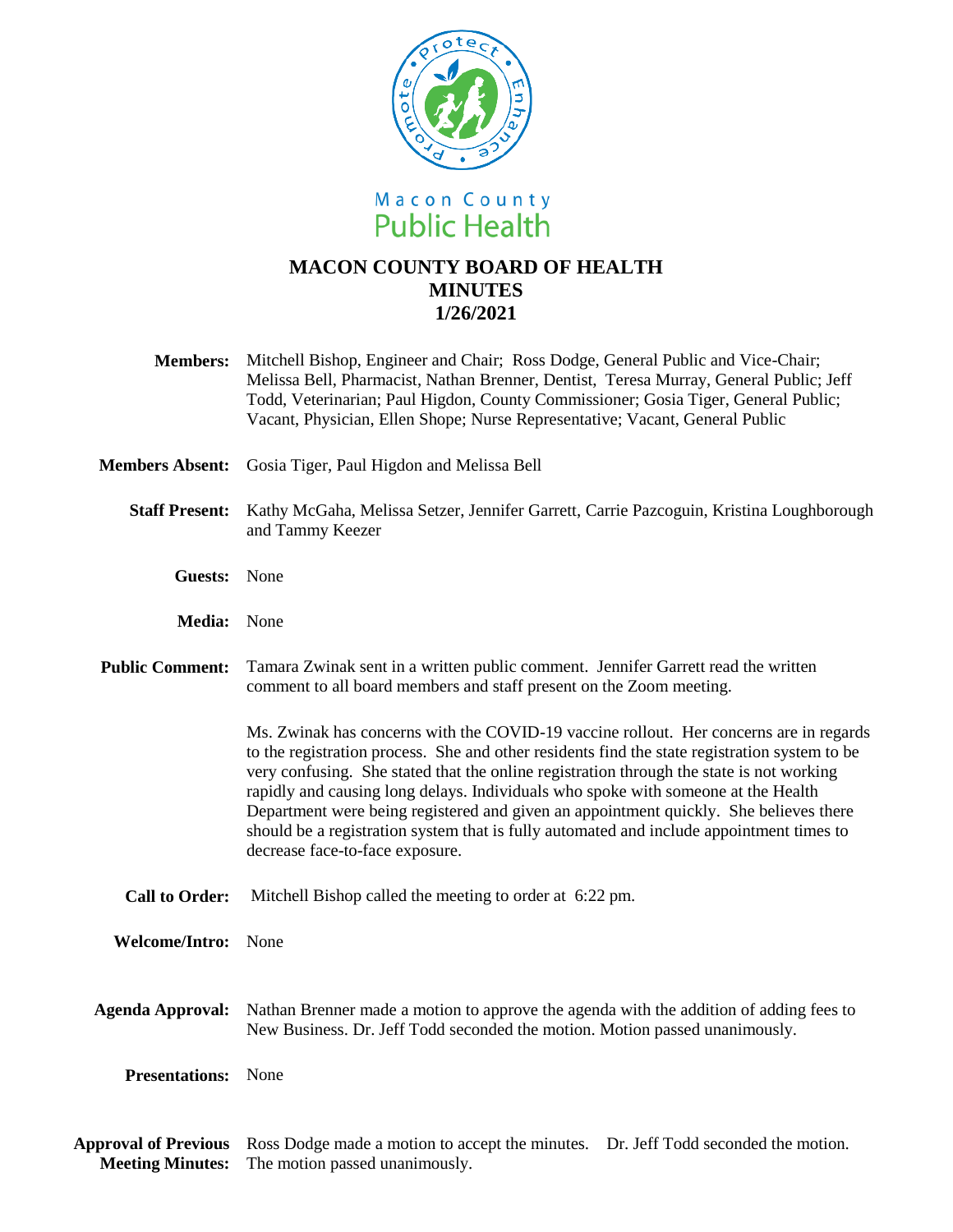Macon County Public Health

# MACON COUNTY BOARD OF HEALTH MINUTES 1/26/2021

**Members:** Mitchell Bishop, Engineer and Chair; Ross Dodge, General Public and Vice-Chair; Melissa Bell, Pharmacist, Nathan Brenner, Dentist, Teresa Murray, General Public; Jeff Todd, Veterinarian; Paul Higdon, County Commissioner; Gosia Tiger, General Public; Vacant, Physician, Ellen Shope; Nurse Representative; Vacant, General Public

**Members Absent:** Gosia Tiger, Paul Higdon and Melissa Bell

**Staff Present:** Kathy McGaha, Melissa Setzer, Jennifer Garrett, Carrie Pazcoguin, Kristina Loughborough and Tammy Keezer

**Guests:** None

**Media:** None

**Public Comment:** Tamara Zwinak sent in a written public comment. Jennifer Garrett read the written comment to all board members and staff present on the Zoom meeting.

Ms. Zwinak has concerns with the COVID-19 vaccine rollout. Her concerns are in regards to the registration process. She and other residents find the state registration system to be very confusing. She stated that the online registration through the state is not working rapidly and causing long delays. Individuals who spoke with someone at the Health Department were being registered and given an appointment quickly. She believes there should be a registration system that is fully automated and include appointment times to decrease face-to-face exposure.

**Call to Order:** Mitchell Bishop called the meeting to order at 6:22 pm.

**Welcome/Intro:** None

**Agenda Approval:** Nathan Brenner made a motion to approve the agenda with the addition of adding fees to New Business. Dr. Jeff Todd seconded the motion. Motion passed unanimously.

**Presentations:** None

**Approval of Previous Meeting Minutes:** Ross Dodge made a motion to accept the minutes. Dr. Jeff Todd seconded the motion. The motion passed unanimously.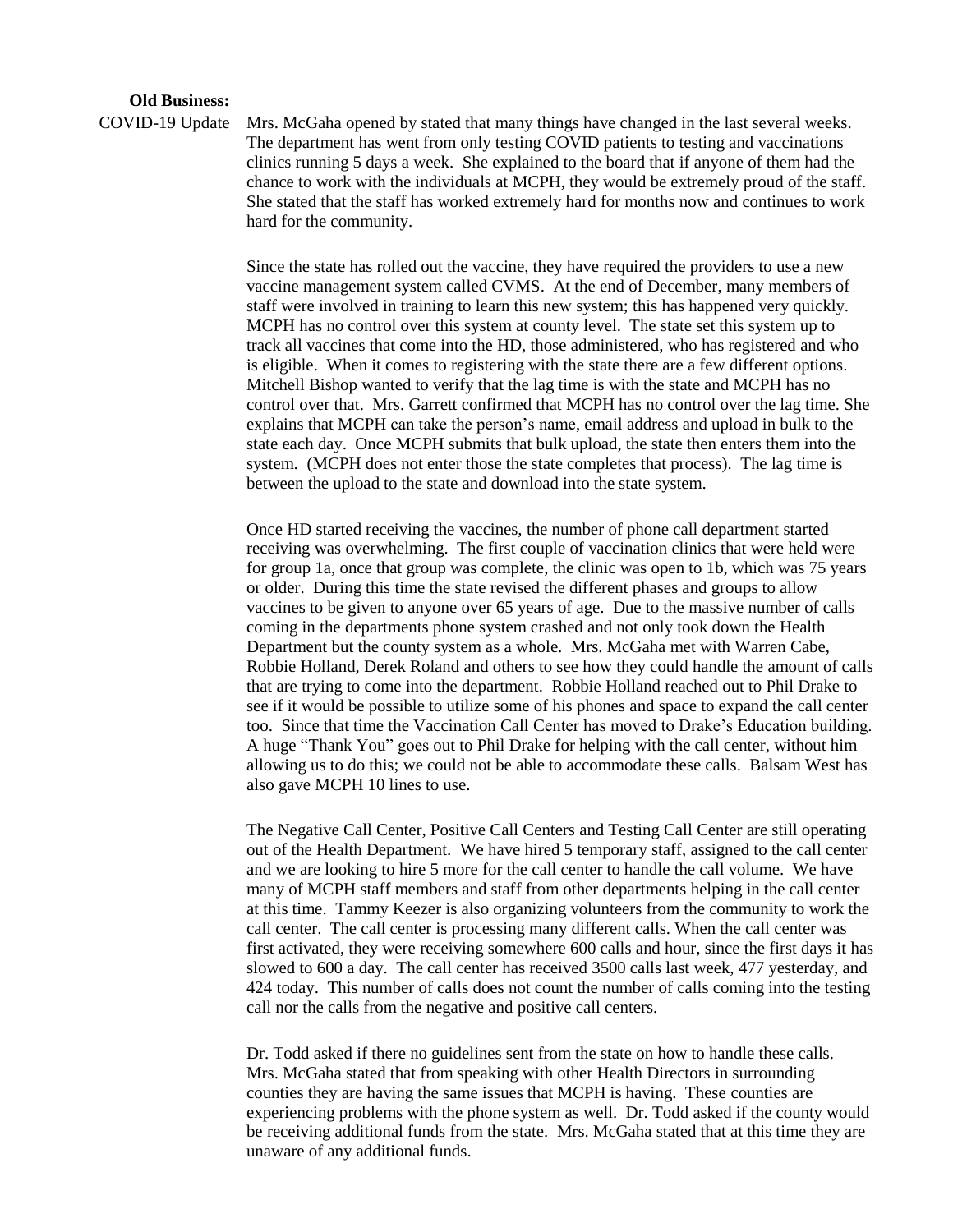**Old Business:**

COVID-19 Update

Mrs. McGaha opened by stated that many things have changed in the last several weeks. The department has went from only testing COVID patients to testing and vaccinations clinics running 5 days a week. She explained to the board that if anyone of them had the chance to work with the individuals at MCPH, they would be extremely proud of the staff. She stated that the staff has worked extremely hard for months now and continues to work hard for the community.

Since the state has rolled out the vaccine, they have required the providers to use a new vaccine management system called CVMS. At the end of December, many members of staff were involved in training to learn this new system; this has happened very quickly. MCPH has no control over this system at county level. The state set this system up to track all vaccines that come into the HD, those administered, who has registered and who is eligible. When it comes to registering with the state there are a few different options. Mitchell Bishop wanted to verify that the lag time is with the state and MCPH has no control over that. Mrs. Garrett confirmed that MCPH has no control over the lag time. She explains that MCPH can take the person's name, email address and upload in bulk to the state each day. Once MCPH submits that bulk upload, the state then enters them into the system. (MCPH does not enter those the state completes that process). The lag time is between the upload to the state and download into the state system.

Once HD started receiving the vaccines, the number of phone call department started receiving was overwhelming. The first couple of vaccination clinics that were held were for group 1a, once that group was complete, the clinic was open to 1b, which was 75 years or older. During this time the state revised the different phases and groups to allow vaccines to be given to anyone over 65 years of age. Due to the massive number of calls coming in the departments phone system crashed and not only took down the Health Department but the county system as a whole. Mrs. McGaha met with Warren Cabe, Robbie Holland, Derek Roland and others to see how they could handle the amount of calls that are trying to come into the department. Robbie Holland reached out to Phil Drake to see if it would be possible to utilize some of his phones and space to expand the call center too. Since that time the Vaccination Call Center has moved to Drake's Education building. A huge "Thank You" goes out to Phil Drake for helping with the call center, without him allowing us to do this; we could not be able to accommodate these calls. Balsam West has also gave MCPH 10 lines to use.

The Negative Call Center, Positive Call Centers and Testing Call Center are still operating out of the Health Department. We have hired 5 temporary staff, assigned to the call center and we are looking to hire 5 more for the call center to handle the call volume. We have many of MCPH staff members and staff from other departments helping in the call center at this time. Tammy Keezer is also organizing volunteers from the community to work the call center. The call center is processing many different calls. When the call center was first activated, they were receiving somewhere 600 calls and hour, since the first days it has slowed to 600 a day. The call center has received 3500 calls last week, 477 yesterday, and 424 today. This number of calls does not count the number of calls coming into the testing call nor the calls from the negative and positive call centers.

Dr. Todd asked if there no guidelines sent from the state on how to handle these calls. Mrs. McGaha stated that from speaking with other Health Directors in surrounding counties they are having the same issues that MCPH is having. These counties are experiencing problems with the phone system as well. Dr. Todd asked if the county would be receiving additional funds from the state. Mrs. McGaha stated that at this time they are unaware of any additional funds.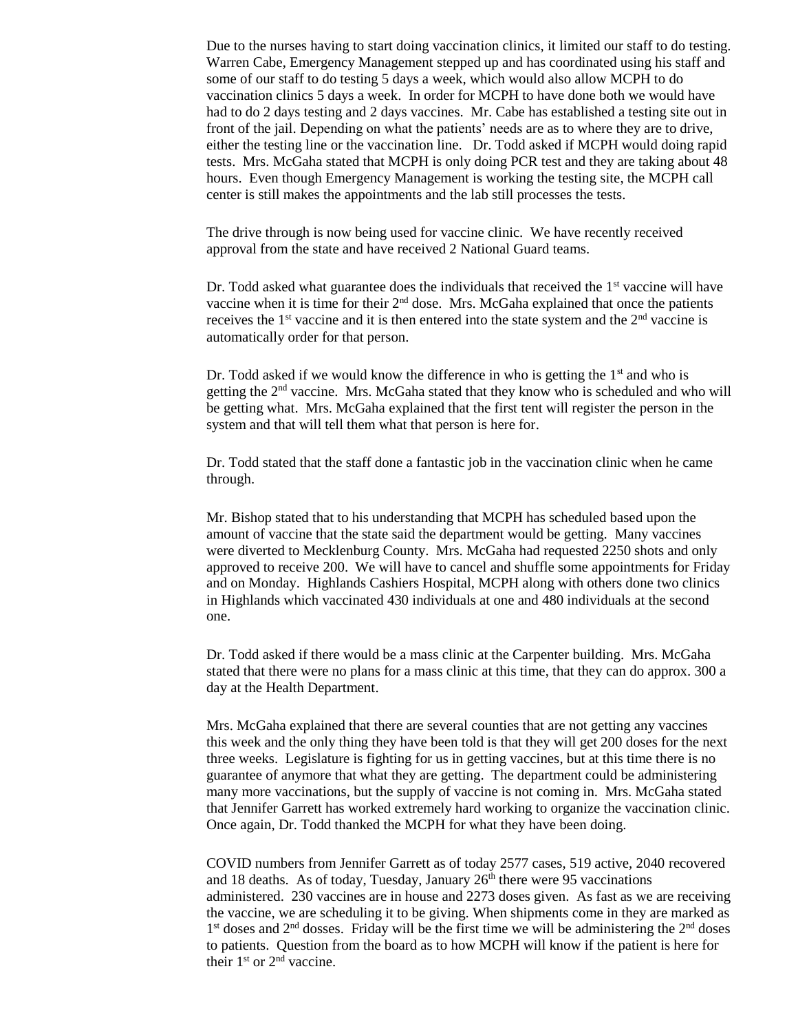Due to the nurses having to start doing vaccination clinics, it limited our staff to do testing. Warren Cabe, Emergency Management stepped up and has coordinated using his staff and some of our staff to do testing 5 days a week, which would also allow MCPH to do vaccination clinics 5 days a week. In order for MCPH to have done both we would have had to do 2 days testing and 2 days vaccines. Mr. Cabe has established a testing site out in front of the jail. Depending on what the patients' needs are as to where they are to drive, either the testing line or the vaccination line. Dr. Todd asked if MCPH would doing rapid tests. Mrs. McGaha stated that MCPH is only doing PCR test and they are taking about 48 hours. Even though Emergency Management is working the testing site, the MCPH call center is still makes the appointments and the lab still processes the tests.

The drive through is now being used for vaccine clinic. We have recently received approval from the state and have received 2 National Guard teams.

Dr. Todd asked what guarantee does the individuals that received the 1st vaccine will have vaccine when it is time for their 2nd dose. Mrs. McGaha explained that once the patients receives the 1st vaccine and it is then entered into the state system and the 2nd vaccine is automatically order for that person.

Dr. Todd asked if we would know the difference in who is getting the 1st and who is getting the 2nd vaccine. Mrs. McGaha stated that they know who is scheduled and who will be getting what. Mrs. McGaha explained that the first tent will register the person in the system and that will tell them what that person is here for.

Dr. Todd stated that the staff done a fantastic job in the vaccination clinic when he came through.

Mr. Bishop stated that to his understanding that MCPH has scheduled based upon the amount of vaccine that the state said the department would be getting. Many vaccines were diverted to Mecklenburg County. Mrs. McGaha had requested 2250 shots and only approved to receive 200. We will have to cancel and shuffle some appointments for Friday and on Monday. Highlands Cashiers Hospital, MCPH along with others done two clinics in Highlands which vaccinated 430 individuals at one and 480 individuals at the second one.

Dr. Todd asked if there would be a mass clinic at the Carpenter building. Mrs. McGaha stated that there were no plans for a mass clinic at this time, that they can do approx. 300 a day at the Health Department.

Mrs. McGaha explained that there are several counties that are not getting any vaccines this week and the only thing they have been told is that they will get 200 doses for the next three weeks. Legislature is fighting for us in getting vaccines, but at this time there is no guarantee of anymore that what they are getting. The department could be administering many more vaccinations, but the supply of vaccine is not coming in. Mrs. McGaha stated that Jennifer Garrett has worked extremely hard working to organize the vaccination clinic. Once again, Dr. Todd thanked the MCPH for what they have been doing.

COVID numbers from Jennifer Garrett as of today 2577 cases, 519 active, 2040 recovered and 18 deaths. As of today, Tuesday, January 26th there were 95 vaccinations administered. 230 vaccines are in house and 2273 doses given. As fast as we are receiving the vaccine, we are scheduling it to be giving. When shipments come in they are marked as 1st doses and 2nd dosses. Friday will be the first time we will be administering the 2nd doses to patients. Question from the board as to how MCPH will know if the patient is here for their 1st or 2nd vaccine.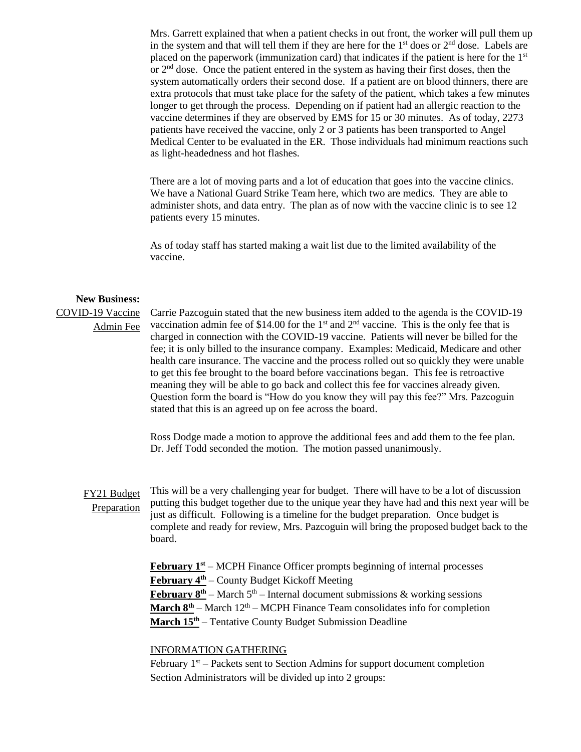Mrs. Garrett explained that when a patient checks in out front, the worker will pull them up in the system and that will tell them if they are here for the 1st does or 2nd dose. Labels are placed on the paperwork (immunization card) that indicates if the patient is here for the 1st or 2nd dose. Once the patient entered in the system as having their first doses, then the system automatically orders their second dose. If a patient are on blood thinners, there are extra protocols that must take place for the safety of the patient, which takes a few minutes longer to get through the process. Depending on if patient had an allergic reaction to the vaccine determines if they are observed by EMS for 15 or 30 minutes. As of today, 2273 patients have received the vaccine, only 2 or 3 patients has been transported to Angel Medical Center to be evaluated in the ER. Those individuals had minimum reactions such as light-headedness and hot flashes.

There are a lot of moving parts and a lot of education that goes into the vaccine clinics. We have a National Guard Strike Team here, which two are medics. They are able to administer shots, and data entry. The plan as of now with the vaccine clinic is to see 12 patients every 15 minutes.

As of today staff has started making a wait list due to the limited availability of the vaccine.

**New Business:**

COVID-19 Vaccine Admin Fee

Carrie Pazcoguin stated that the new business item added to the agenda is the COVID-19 vaccination admin fee of $14.00 for the 1st and 2nd vaccine. This is the only fee that is charged in connection with the COVID-19 vaccine. Patients will never be billed for the fee; it is only billed to the insurance company. Examples: Medicaid, Medicare and other health care insurance. The vaccine and the process rolled out so quickly they were unable to get this fee brought to the board before vaccinations began. This fee is retroactive meaning they will be able to go back and collect this fee for vaccines already given. Question form the board is "How do you know they will pay this fee?" Mrs. Pazcoguin stated that this is an agreed up on fee across the board.

Ross Dodge made a motion to approve the additional fees and add them to the fee plan. Dr. Jeff Todd seconded the motion. The motion passed unanimously.

FY21 Budget Preparation

This will be a very challenging year for budget. There will have to be a lot of discussion putting this budget together due to the unique year they have had and this next year will be just as difficult. Following is a timeline for the budget preparation. Once budget is complete and ready for review, Mrs. Pazcoguin will bring the proposed budget back to the board.

**February 1st** – MCPH Finance Officer prompts beginning of internal processes
**February 4th** – County Budget Kickoff Meeting
**February 8th** – March 5th – Internal document submissions & working sessions
**March 8th** – March 12th – MCPH Finance Team consolidates info for completion
**March 15th** – Tentative County Budget Submission Deadline

INFORMATION GATHERING

February 1st – Packets sent to Section Admins for support document completion
Section Administrators will be divided up into 2 groups: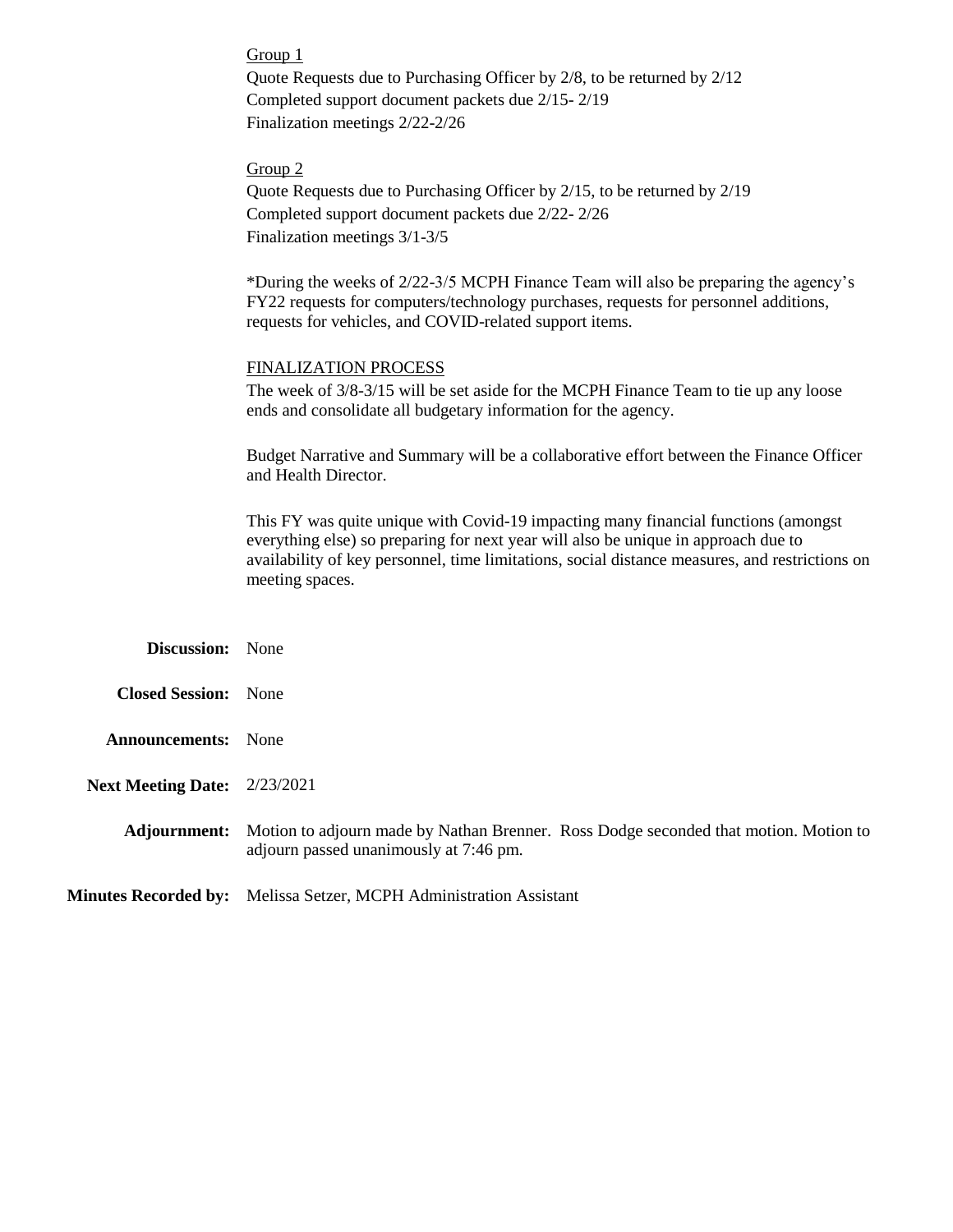Group 1

Quote Requests due to Purchasing Officer by 2/8, to be returned by 2/12
Completed support document packets due 2/15- 2/19
Finalization meetings 2/22-2/26

Group 2

Quote Requests due to Purchasing Officer by 2/15, to be returned by 2/19
Completed support document packets due 2/22- 2/26
Finalization meetings 3/1-3/5

*During the weeks of 2/22-3/5 MCPH Finance Team will also be preparing the agency's FY22 requests for computers/technology purchases, requests for personnel additions, requests for vehicles, and COVID-related support items.

FINALIZATION PROCESS

The week of 3/8-3/15 will be set aside for the MCPH Finance Team to tie up any loose ends and consolidate all budgetary information for the agency.

Budget Narrative and Summary will be a collaborative effort between the Finance Officer and Health Director.

This FY was quite unique with Covid-19 impacting many financial functions (amongst everything else) so preparing for next year will also be unique in approach due to availability of key personnel, time limitations, social distance measures, and restrictions on meeting spaces.

**Discussion:** None

**Closed Session:** None

**Announcements:** None

**Next Meeting Date:** 2/23/2021

**Adjournment:** Motion to adjourn made by Nathan Brenner. Ross Dodge seconded that motion. Motion to adjourn passed unanimously at 7:46 pm.

**Minutes Recorded by:** Melissa Setzer, MCPH Administration Assistant